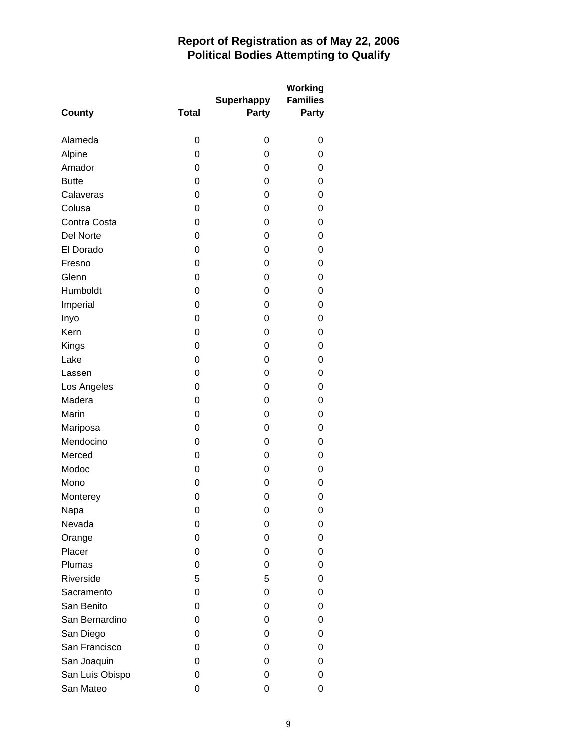# Report of Registration as of May 22, 2006
## Political Bodies Attempting to Qualify

| County | Total | Superhappy Party | Working Families Party |
|---|---|---|---|
| Alameda | 0 | 0 | 0 |
| Alpine | 0 | 0 | 0 |
| Amador | 0 | 0 | 0 |
| Butte | 0 | 0 | 0 |
| Calaveras | 0 | 0 | 0 |
| Colusa | 0 | 0 | 0 |
| Contra Costa | 0 | 0 | 0 |
| Del Norte | 0 | 0 | 0 |
| El Dorado | 0 | 0 | 0 |
| Fresno | 0 | 0 | 0 |
| Glenn | 0 | 0 | 0 |
| Humboldt | 0 | 0 | 0 |
| Imperial | 0 | 0 | 0 |
| Inyo | 0 | 0 | 0 |
| Kern | 0 | 0 | 0 |
| Kings | 0 | 0 | 0 |
| Lake | 0 | 0 | 0 |
| Lassen | 0 | 0 | 0 |
| Los Angeles | 0 | 0 | 0 |
| Madera | 0 | 0 | 0 |
| Marin | 0 | 0 | 0 |
| Mariposa | 0 | 0 | 0 |
| Mendocino | 0 | 0 | 0 |
| Merced | 0 | 0 | 0 |
| Modoc | 0 | 0 | 0 |
| Mono | 0 | 0 | 0 |
| Monterey | 0 | 0 | 0 |
| Napa | 0 | 0 | 0 |
| Nevada | 0 | 0 | 0 |
| Orange | 0 | 0 | 0 |
| Placer | 0 | 0 | 0 |
| Plumas | 0 | 0 | 0 |
| Riverside | 5 | 5 | 0 |
| Sacramento | 0 | 0 | 0 |
| San Benito | 0 | 0 | 0 |
| San Bernardino | 0 | 0 | 0 |
| San Diego | 0 | 0 | 0 |
| San Francisco | 0 | 0 | 0 |
| San Joaquin | 0 | 0 | 0 |
| San Luis Obispo | 0 | 0 | 0 |
| San Mateo | 0 | 0 | 0 |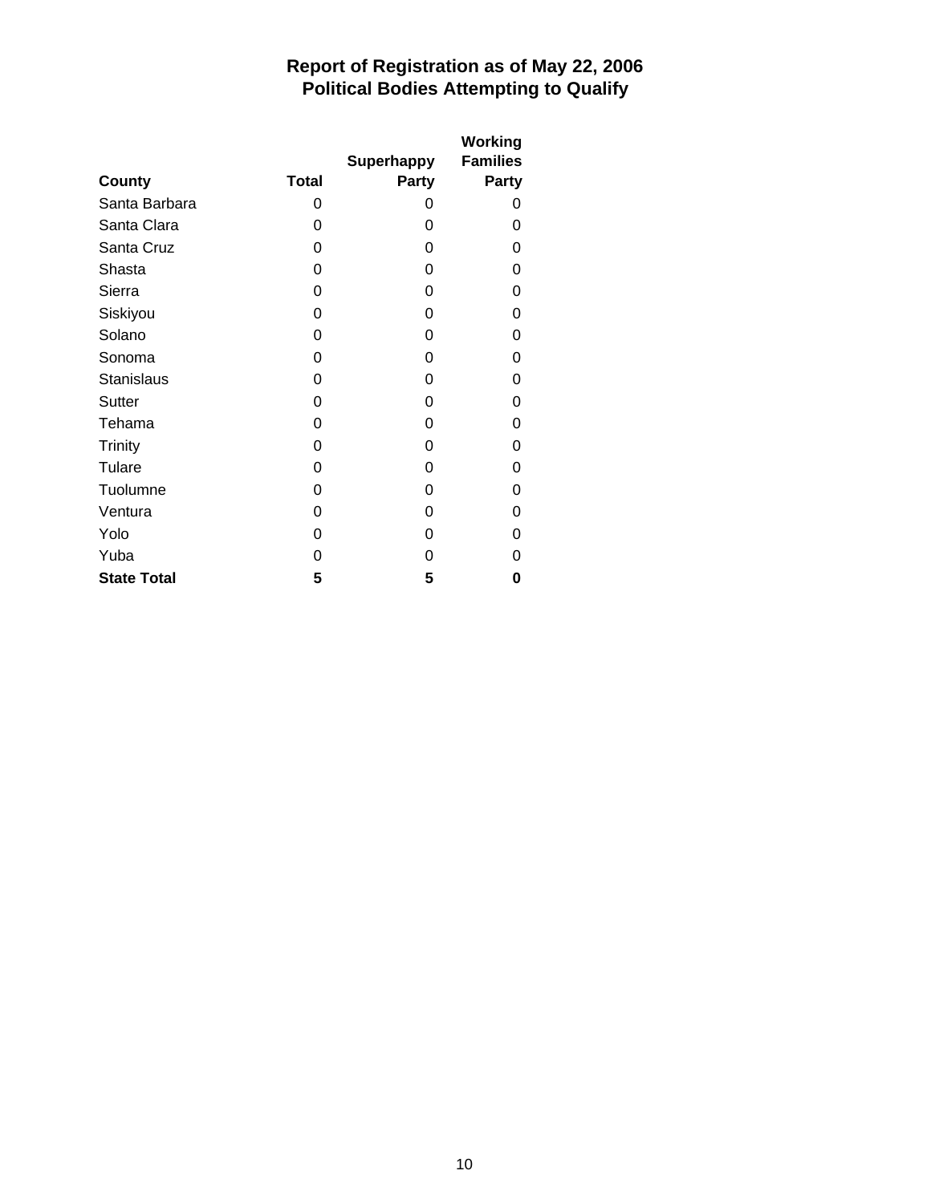# Report of Registration as of May 22, 2006
## Political Bodies Attempting to Qualify

| County | Total | Superhappy Party | Working Families Party |
|---|---|---|---|
| Santa Barbara | 0 | 0 | 0 |
| Santa Clara | 0 | 0 | 0 |
| Santa Cruz | 0 | 0 | 0 |
| Shasta | 0 | 0 | 0 |
| Sierra | 0 | 0 | 0 |
| Siskiyou | 0 | 0 | 0 |
| Solano | 0 | 0 | 0 |
| Sonoma | 0 | 0 | 0 |
| Stanislaus | 0 | 0 | 0 |
| Sutter | 0 | 0 | 0 |
| Tehama | 0 | 0 | 0 |
| Trinity | 0 | 0 | 0 |
| Tulare | 0 | 0 | 0 |
| Tuolumne | 0 | 0 | 0 |
| Ventura | 0 | 0 | 0 |
| Yolo | 0 | 0 | 0 |
| Yuba | 0 | 0 | 0 |
| **State Total** | **5** | **5** | **0** |